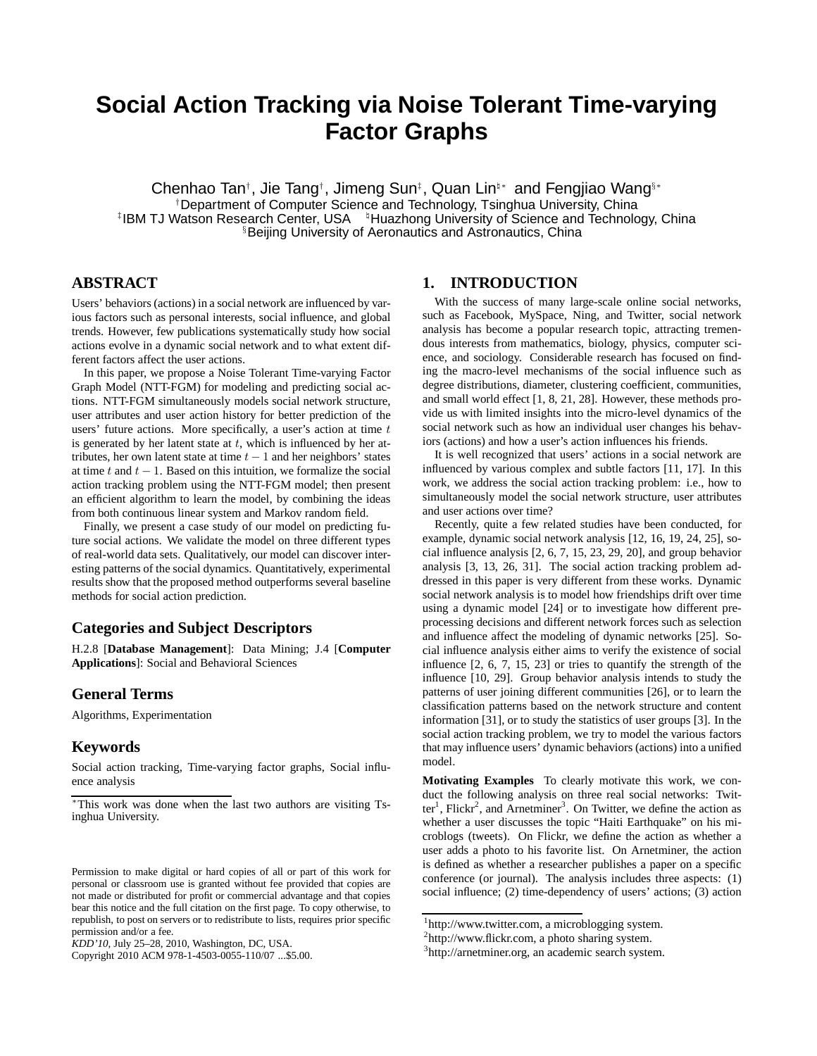# Social Action Tracking via Noise Tolerant Time-varying Factor Graphs

Chenhao Tan[†], Jie Tang[†], Jimeng Sun[‡], Quan Lin[♮*] and Fengjiao Wang[§*]

[†]Department of Computer Science and Technology, Tsinghua University, China
[‡]IBM TJ Watson Research Center, USA [♮]Huazhong University of Science and Technology, China
[§]Beijing University of Aeronautics and Astronautics, China

## ABSTRACT

Users' behaviors (actions) in a social network are influenced by various factors such as personal interests, social influence, and global trends. However, few publications systematically study how social actions evolve in a dynamic social network and to what extent different factors affect the user actions.

In this paper, we propose a Noise Tolerant Time-varying Factor Graph Model (NTT-FGM) for modeling and predicting social actions. NTT-FGM simultaneously models social network structure, user attributes and user action history for better prediction of the users' future actions. More specifically, a user's action at time $t$ is generated by her latent state at $t$, which is influenced by her attributes, her own latent state at time $t-1$ and her neighbors' states at time $t$ and $t-1$. Based on this intuition, we formalize the social action tracking problem using the NTT-FGM model; then present an efficient algorithm to learn the model, by combining the ideas from both continuous linear system and Markov random field.

Finally, we present a case study of our model on predicting future social actions. We validate the model on three different types of real-world data sets. Qualitatively, our model can discover interesting patterns of the social dynamics. Quantitatively, experimental results show that the proposed method outperforms several baseline methods for social action prediction.

### Categories and Subject Descriptors

H.2.8 [**Database Management**]: Data Mining; J.4 [**Computer Applications**]: Social and Behavioral Sciences

### General Terms

Algorithms, Experimentation

### Keywords

Social action tracking, Time-varying factor graphs, Social influence analysis

*This work was done when the last two authors are visiting Tsinghua University.

Permission to make digital or hard copies of all or part of this work for personal or classroom use is granted without fee provided that copies are not made or distributed for profit or commercial advantage and that copies bear this notice and the full citation on the first page. To copy otherwise, to republish, to post on servers or to redistribute to lists, requires prior specific permission and/or a fee.
*KDD'10,* July 25–28, 2010, Washington, DC, USA.
Copyright 2010 ACM 978-1-4503-0055-110/07 ...$5.00.

## 1. INTRODUCTION

With the success of many large-scale online social networks, such as Facebook, MySpace, Ning, and Twitter, social network analysis has become a popular research topic, attracting tremendous interests from mathematics, biology, physics, computer science, and sociology. Considerable research has focused on finding the macro-level mechanisms of the social influence such as degree distributions, diameter, clustering coefficient, communities, and small world effect [1, 8, 21, 28]. However, these methods provide us with limited insights into the micro-level dynamics of the social network such as how an individual user changes his behaviors (actions) and how a user's action influences his friends.

It is well recognized that users' actions in a social network are influenced by various complex and subtle factors [11, 17]. In this work, we address the social action tracking problem: i.e., how to simultaneously model the social network structure, user attributes and user actions over time?

Recently, quite a few related studies have been conducted, for example, dynamic social network analysis [12, 16, 19, 24, 25], social influence analysis [2, 6, 7, 15, 23, 29, 20], and group behavior analysis [3, 13, 26, 31]. The social action tracking problem addressed in this paper is very different from these works. Dynamic social network analysis is to model how friendships drift over time using a dynamic model [24] or to investigate how different preprocessing decisions and different network forces such as selection and influence affect the modeling of dynamic networks [25]. Social influence analysis either aims to verify the existence of social influence [2, 6, 7, 15, 23] or tries to quantify the strength of the influence [10, 29]. Group behavior analysis intends to study the patterns of user joining different communities [26], or to learn the classification patterns based on the network structure and content information [31], or to study the statistics of user groups [3]. In the social action tracking problem, we try to model the various factors that may influence users' dynamic behaviors (actions) into a unified model.

**Motivating Examples** To clearly motivate this work, we conduct the following analysis on three real social networks: Twitter[1], Flickr[2], and Arnetminer[3]. On Twitter, we define the action as whether a user discusses the topic "Haiti Earthquake" on his microblogs (tweets). On Flickr, we define the action as whether a user adds a photo to his favorite list. On Arnetminer, the action is defined as whether a researcher publishes a paper on a specific conference (or journal). The analysis includes three aspects: (1) social influence; (2) time-dependency of users' actions; (3) action

[1]http://www.twitter.com, a microblogging system.
[2]http://www.flickr.com, a photo sharing system.
[3]http://arnetminer.org, an academic search system.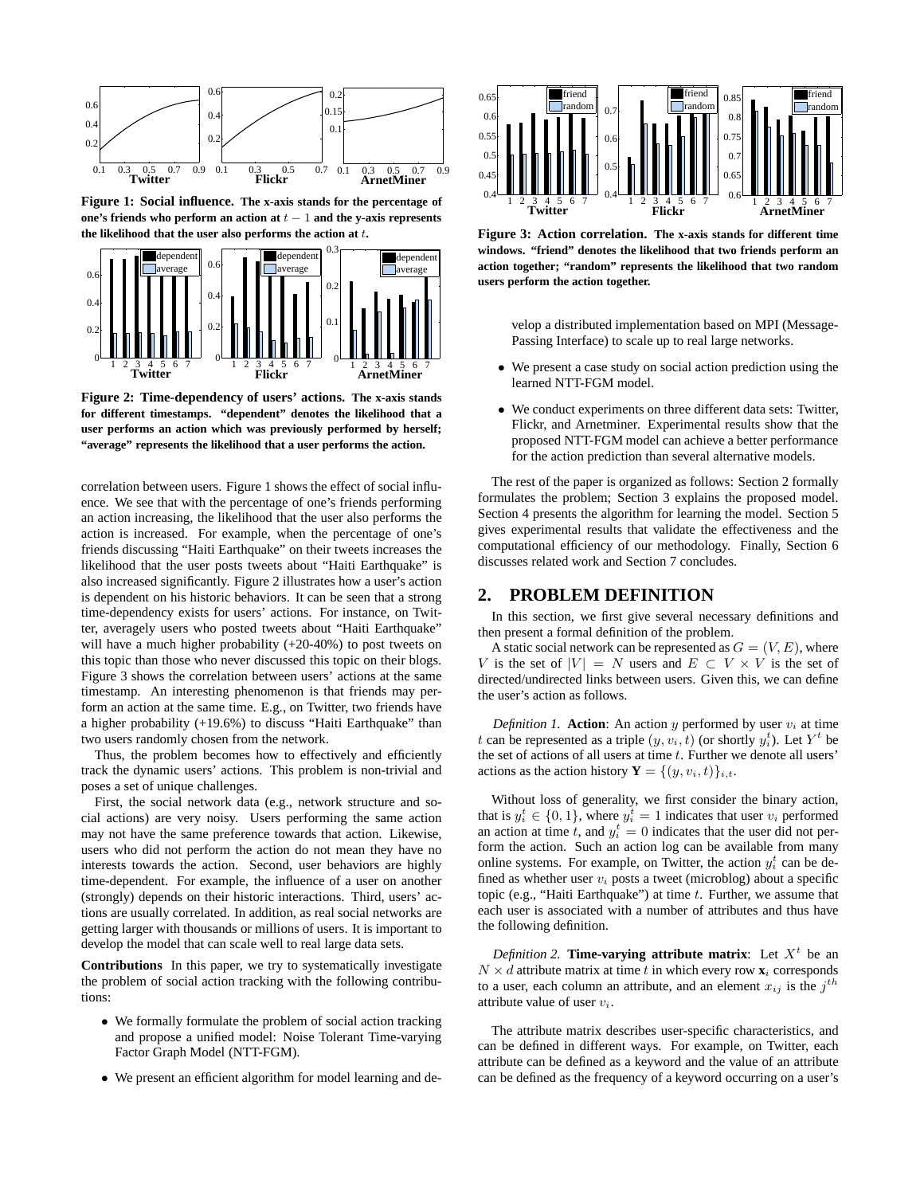0.6
0.4
0.2
0.1 0.3 0.5 0.7 0.9
**Twitter**

0.6
0.4
0.2
0.1 0.3 0.5 0.7
**Flickr**

0.2
0.15
0.1
0.1 0.3 0.5 0.7 0.9
**ArnetMiner**

**Figure 1: Social influence. The x-axis stands for the percentage of one's friends who perform an action at $t-1$ and the y-axis represents the likelihood that the user also performs the action at $t$.**

dependent
average
0.6
0.4
0.2
0
1 2 3 4 5 6 7
**Twitter**

dependent
average
0.6
0.4
0.2
0
1 2 3 4 5 6 7
**Flickr**

dependent
average
0.3
0.2
0.1
0
1 2 3 4 5 6 7
**ArnetMiner**

**Figure 2: Time-dependency of users' actions. The x-axis stands for different timestamps. "dependent" denotes the likelihood that a user performs an action which was previously performed by herself; "average" represents the likelihood that a user performs the action.**

friend
random
0.65
0.6
0.55
0.5
0.45
0.4
1 2 3 4 5 6 7
**Twitter**

friend
random
0.7
0.6
0.5
0.4
1 2 3 4 5 6 7
**Flickr**

friend
random
0.85
0.8
0.75
0.7
0.65
0.6
1 2 3 4 5 6 7
**ArnetMiner**

**Figure 3: Action correlation. The x-axis stands for different time windows. "friend" denotes the likelihood that two friends perform an action together; "random" represents the likelihood that two random users perform the action together.**

correlation between users. Figure 1 shows the effect of social influence. We see that with the percentage of one's friends performing an action increasing, the likelihood that the user also performs the action is increased. For example, when the percentage of one's friends discussing "Haiti Earthquake" on their tweets increases the likelihood that the user posts tweets about "Haiti Earthquake" is also increased significantly. Figure 2 illustrates how a user's action is dependent on his historic behaviors. It can be seen that a strong time-dependency exists for users' actions. For instance, on Twitter, averagely users who posted tweets about "Haiti Earthquake" will have a much higher probability (+20-40%) to post tweets on this topic than those who never discussed this topic on their blogs. Figure 3 shows the correlation between users' actions at the same timestamp. An interesting phenomenon is that friends may perform an action at the same time. E.g., on Twitter, two friends have a higher probability (+19.6%) to discuss "Haiti Earthquake" than two users randomly chosen from the network.

Thus, the problem becomes how to effectively and efficiently track the dynamic users' actions. This problem is non-trivial and poses a set of unique challenges.

First, the social network data (e.g., network structure and social actions) are very noisy. Users performing the same action may not have the same preference towards that action. Likewise, users who did not perform the action do not mean they have no interests towards the action. Second, user behaviors are highly time-dependent. For example, the influence of a user on another (strongly) depends on their historic interactions. Third, users' actions are usually correlated. In addition, as real social networks are getting larger with thousands or millions of users. It is important to develop the model that can scale well to real large data sets.

**Contributions** In this paper, we try to systematically investigate the problem of social action tracking with the following contributions:

- We formally formulate the problem of social action tracking and propose a unified model: Noise Tolerant Time-varying Factor Graph Model (NTT-FGM).
- We present an efficient algorithm for model learning and develop a distributed implementation based on MPI (Message-Passing Interface) to scale up to real large networks.
- We present a case study on social action prediction using the learned NTT-FGM model.
- We conduct experiments on three different data sets: Twitter, Flickr, and Arnetminer. Experimental results show that the proposed NTT-FGM model can achieve a better performance for the action prediction than several alternative models.

The rest of the paper is organized as follows: Section 2 formally formulates the problem; Section 3 explains the proposed model. Section 4 presents the algorithm for learning the model. Section 5 gives experimental results that validate the effectiveness and the computational efficiency of our methodology. Finally, Section 6 discusses related work and Section 7 concludes.

## 2. PROBLEM DEFINITION

In this section, we first give several necessary definitions and then present a formal definition of the problem.

A static social network can be represented as $G = (V, E)$, where $V$ is the set of $|V| = N$ users and $E \subset V \times V$ is the set of directed/undirected links between users. Given this, we can define the user's action as follows.

*Definition 1.* **Action**: An action $y$ performed by user $v_i$ at time $t$ can be represented as a triple $(y, v_i, t)$ (or shortly $y_i^t$). Let $Y^t$ be the set of actions of all users at time $t$. Further we denote all users' actions as the action history $\mathbf{Y} = \{(y, v_i, t)\}_{i,t}$.

Without loss of generality, we first consider the binary action, that is $y_i^t \in \{0, 1\}$, where $y_i^t = 1$ indicates that user $v_i$ performed an action at time $t$, and $y_i^t = 0$ indicates that the user did not perform the action. Such an action log can be available from many online systems. For example, on Twitter, the action $y_i^t$ can be defined as whether user $v_i$ posts a tweet (microblog) about a specific topic (e.g., "Haiti Earthquake") at time $t$. Further, we assume that each user is associated with a number of attributes and thus have the following definition.

*Definition 2.* **Time-varying attribute matrix**: Let $X^t$ be an $N \times d$ attribute matrix at time $t$ in which every row $\mathbf{x}_i$ corresponds to a user, each column an attribute, and an element $x_{ij}$ is the $j^{th}$ attribute value of user $v_i$.

The attribute matrix describes user-specific characteristics, and can be defined in different ways. For example, on Twitter, each attribute can be defined as a keyword and the value of an attribute can be defined as the frequency of a keyword occurring on a user's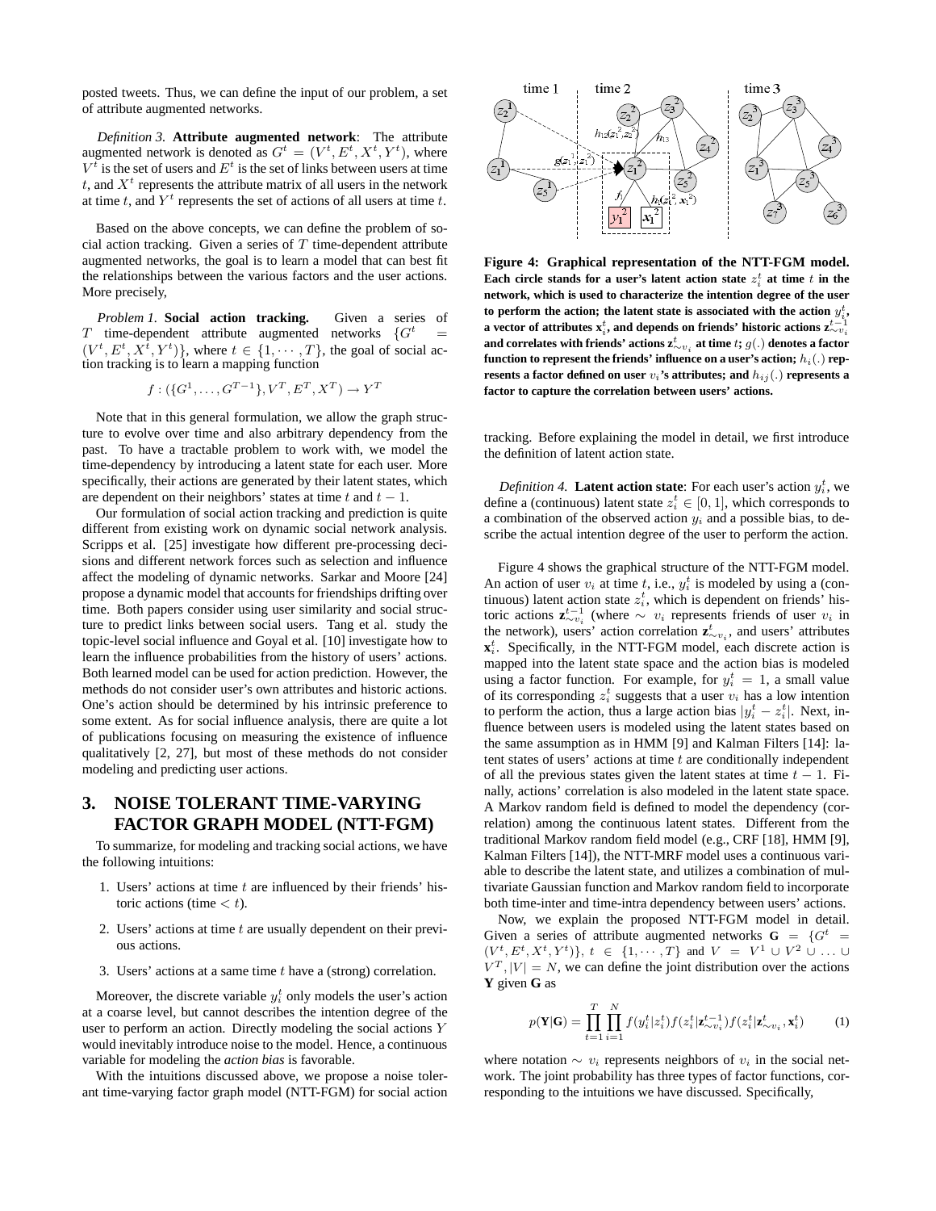posted tweets. Thus, we can define the input of our problem, a set of attribute augmented networks.

*Definition 3.* **Attribute augmented network**: The attribute augmented network is denoted as $G^t = (V^t, E^t, X^t, Y^t)$, where $V^t$ is the set of users and $E^t$ is the set of links between users at time $t$, and $X^t$ represents the attribute matrix of all users in the network at time $t$, and $Y^t$ represents the set of actions of all users at time $t$.

Based on the above concepts, we can define the problem of social action tracking. Given a series of $T$ time-dependent attribute augmented networks, the goal is to learn a model that can best fit the relationships between the various factors and the user actions. More precisely,

*Problem 1.* **Social action tracking.** Given a series of $T$ time-dependent attribute augmented networks $\{G^t = (V^t, E^t, X^t, Y^t)\}$, where $t \in \{1, \cdots, T\}$, the goal of social action tracking is to learn a mapping function

$$f : (\{G^1, \ldots, G^{T-1}\}, V^T, E^T, X^T) \rightarrow Y^T$$

Note that in this general formulation, we allow the graph structure to evolve over time and also arbitrary dependency from the past. To have a tractable problem to work with, we model the time-dependency by introducing a latent state for each user. More specifically, their actions are generated by their latent states, which are dependent on their neighbors' states at time $t$ and $t-1$.

Our formulation of social action tracking and prediction is quite different from existing work on dynamic social network analysis. Scripps et al. [25] investigate how different pre-processing decisions and different network forces such as selection and influence affect the modeling of dynamic networks. Sarkar and Moore [24] propose a dynamic model that accounts for friendships drifting over time. Both papers consider using user similarity and social structure to predict links between social users. Tang et al. study the topic-level social influence and Goyal et al. [10] investigate how to learn the influence probabilities from the history of users' actions. Both learned model can be used for action prediction. However, the methods do not consider user's own attributes and historic actions. One's action should be determined by his intrinsic preference to some extent. As for social influence analysis, there are quite a lot of publications focusing on measuring the existence of influence qualitatively [2, 27], but most of these methods do not consider modeling and predicting user actions.

## 3. NOISE TOLERANT TIME-VARYING FACTOR GRAPH MODEL (NTT-FGM)

To summarize, for modeling and tracking social actions, we have the following intuitions:

1. Users' actions at time $t$ are influenced by their friends' historic actions (time $< t$).
2. Users' actions at time $t$ are usually dependent on their previous actions.
3. Users' actions at a same time $t$ have a (strong) correlation.

Moreover, the discrete variable $y_i^t$ only models the user's action at a coarse level, but cannot describes the intention degree of the user to perform an action. Directly modeling the social actions $Y$ would inevitably introduce noise to the model. Hence, a continuous variable for modeling the *action bias* is favorable.

With the intuitions discussed above, we propose a noise tolerant time-varying factor graph model (NTT-FGM) for social action tracking. Before explaining the model in detail, we first introduce the definition of latent action state.

**Figure 4: Graphical representation of the NTT-FGM model. Each circle stands for a user's latent action state $z_i^t$ at time $t$ in the network, which is used to characterize the intention degree of the user to perform the action; the latent state is associated with the action $y_i^t$, a vector of attributes $\mathbf{x}_i^t$, and depends on friends' historic actions $\mathbf{z}_{\sim v_i}^{t-1}$ and correlates with friends' actions $\mathbf{z}_{\sim v_i}^t$ at time $t$; $g(.)$ denotes a factor function to represent the friends' influence on a user's action; $h_i(.)$ represents a factor defined on user $v_i$'s attributes; and $h_{ij}(.)$ represents a factor to capture the correlation between users' actions.**

*Definition 4.* **Latent action state**: For each user's action $y_i^t$, we define a (continuous) latent state $z_i^t \in [0, 1]$, which corresponds to a combination of the observed action $y_i$ and a possible bias, to describe the actual intention degree of the user to perform the action.

Figure 4 shows the graphical structure of the NTT-FGM model. An action of user $v_i$ at time $t$, i.e., $y_i^t$ is modeled by using a (continuous) latent action state $z_i^t$, which is dependent on friends' historic actions $\mathbf{z}_{\sim v_i}^{t-1}$ (where $\sim v_i$ represents friends of user $v_i$ in the network), users' action correlation $\mathbf{z}_{\sim v_i}^t$, and users' attributes $\mathbf{x}_i^t$. Specifically, in the NTT-FGM model, each discrete action is mapped into the latent state space and the action bias is modeled using a factor function. For example, for $y_i^t = 1$, a small value of its corresponding $z_i^t$ suggests that a user $v_i$ has a low intention to perform the action, thus a large action bias $|y_i^t - z_i^t|$. Next, influence between users is modeled using the latent states based on the same assumption as in HMM [9] and Kalman Filters [14]: latent states of users' actions at time $t$ are conditionally independent of all the previous states given the latent states at time $t-1$. Finally, actions' correlation is also modeled in the latent state space. A Markov random field is defined to model the dependency (correlation) among the continuous latent states. Different from the traditional Markov random field model (e.g., CRF [18], HMM [9], Kalman Filters [14]), the NTT-MRF model uses a continuous variable to describe the latent state, and utilizes a combination of multivariate Gaussian function and Markov random field to incorporate both time-inter and time-intra dependency between users' actions.

Now, we explain the proposed NTT-FGM model in detail. Given a series of attribute augmented networks $\mathbf{G} = \{G^t = (V^t, E^t, X^t, Y^t)\}$, $t \in \{1, \cdots, T\}$ and $V = V^1 \cup V^2 \cup \ldots \cup V^T, |V| = N$, we can define the joint distribution over the actions $\mathbf{Y}$ given $\mathbf{G}$ as

$$p(\mathbf{Y}|\mathbf{G}) = \prod_{t=1}^{T} \prod_{i=1}^{N} f(y_i^t | z_i^t) f(z_i^t | \mathbf{z}_{\sim v_i}^{t-1}) f(z_i^t | \mathbf{z}_{\sim v_i}^t, \mathbf{x}_i^t) \qquad (1)$$

where notation $\sim v_i$ represents neighbors of $v_i$ in the social network. The joint probability has three types of factor functions, corresponding to the intuitions we have discussed. Specifically,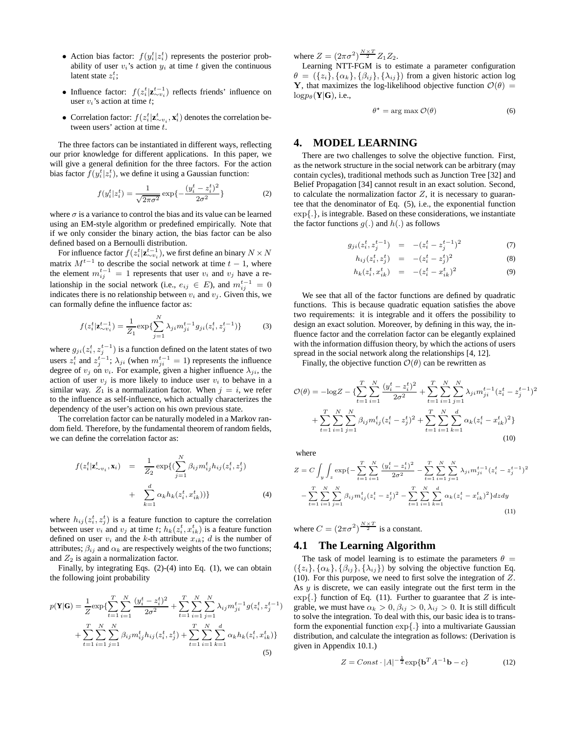- Action bias factor: $f(y_i^t|z_i^t)$ represents the posterior probability of user $v_i$'s action $y_i$ at time $t$ given the continuous latent state $z_i^t$;
- Influence factor: $f(z_i^t|\mathbf{z}_{\sim v_i}^{t-1})$ reflects friends' influence on user $v_i$'s action at time $t$;
- Correlation factor: $f(z_i^t|\mathbf{z}_{\sim v_i}^t, \mathbf{x}_i^t)$ denotes the correlation between users' action at time $t$.

The three factors can be instantiated in different ways, reflecting our prior knowledge for different applications. In this paper, we will give a general definition for the three factors. For the action bias factor $f(y_i^t|z_i^t)$, we define it using a Gaussian function:

$$f(y_i^t|z_i^t) = \frac{1}{\sqrt{2\pi\sigma^2}}\exp\{-\frac{(y_i^t - z_i^t)^2}{2\sigma^2}\} \tag{2}$$

where $\sigma$ is a variance to control the bias and its value can be learned using an EM-style algorithm or predefined empirically. Note that if we only consider the binary action, the bias factor can be also defined based on a Bernoulli distribution.

For influence factor $f(z_i^t|\mathbf{z}_{\sim v_i}^{t-1})$, we first define an binary $N \times N$ matrix $M^{t-1}$ to describe the social network at time $t-1$, where the element $m_{ij}^{t-1} = 1$ represents that user $v_i$ and $v_j$ have a relationship in the social network (i.e., $e_{ij} \in E$), and $m_{ij}^{t-1} = 0$ indicates there is no relationship between $v_i$ and $v_j$. Given this, we can formally define the influence factor as:

$$f(z_i^t|\mathbf{z}_{\sim v_i}^{t-1}) = \frac{1}{Z_1}\exp\{\sum_{j=1}^{N}\lambda_{ji}m_{ji}^{t-1}g_{ji}(z_i^t, z_j^{t-1})\} \tag{3}$$

where $g_{ji}(z_i^t, z_j^{t-1})$ is a function defined on the latent states of two users $z_i^t$ and $z_j^{t-1}$; $\lambda_{ji}$ (when $m_{ji}^{t-1} = 1$) represents the influence degree of $v_j$ on $v_i$. For example, given a higher influence $\lambda_{ji}$, the action of user $v_j$ is more likely to induce user $v_i$ to behave in a similar way. $Z_1$ is a normalization factor. When $j = i$, we refer to the influence as self-influence, which actually characterizes the dependency of the user's action on his own previous state.

The correlation factor can be naturally modeled in a Markov random field. Therefore, by the fundamental theorem of random fields, we can define the correlation factor as:

$$\begin{aligned} f(z_i^t|\mathbf{z}_{\sim v_i}^t, \mathbf{x}_i) &= \frac{1}{Z_2}\exp\{(\sum_{j=1}^{N}\beta_{ij}m_{ij}^t h_{ij}(z_i^t, z_j^t) \\ &+ \sum_{k=1}^{d}\alpha_k h_k(z_i^t, x_{ik}^t))\} \end{aligned} \tag{4}$$

where $h_{ij}(z_i^t, z_j^t)$ is a feature function to capture the correlation between user $v_i$ and $v_j$ at time $t$; $h_k(z_i^t, x_{ik}^t)$ is a feature function defined on user $v_i$ and the $k$-th attribute $x_{ik}$; $d$ is the number of attributes; $\beta_{ij}$ and $\alpha_k$ are respectively weights of the two functions; and $Z_2$ is again a normalization factor.

Finally, by integrating Eqs. (2)-(4) into Eq. (1), we can obtain the following joint probability

$$\begin{aligned} p(\mathbf{Y}|\mathbf{G}) = \frac{1}{Z}\exp\{&\sum_{t=1}^{T}\sum_{i=1}^{N}\frac{(y_i^t - z_i^t)^2}{2\sigma^2} + \sum_{t=1}^{T}\sum_{i=1}^{N}\sum_{j=1}^{N}\lambda_{ij}m_{ji}^{t-1}g(z_i^t, z_j^{t-1}) \\ &+ \sum_{t=1}^{T}\sum_{i=1}^{N}\sum_{j=1}^{N}\beta_{ij}m_{ij}^t h_{ij}(z_i^t, z_j^t) + \sum_{t=1}^{T}\sum_{i=1}^{N}\sum_{k=1}^{d}\alpha_k h_k(z_i^t, x_{ik}^t)\} \end{aligned} \tag{5}$$

where $Z = (2\pi\sigma^2)^{\frac{N\times T}{2}}Z_1 Z_2$.

Learning NTT-FGM is to estimate a parameter configuration $\theta = (\{z_i\}, \{\alpha_k\}, \{\beta_{ij}\}, \{\lambda_{ij}\})$ from a given historic action log $\mathbf{Y}$, that maximizes the log-likelihood objective function $\mathcal{O}(\theta) = \log p_\theta(\mathbf{Y}|\mathbf{G})$, i.e.,

$$\theta^\star = \arg\max \mathcal{O}(\theta) \tag{6}$$

# 4. MODEL LEARNING

There are two challenges to solve the objective function. First, as the network structure in the social network can be arbitrary (may contain cycles), traditional methods such as Junction Tree [32] and Belief Propagation [34] cannot result in an exact solution. Second, to calculate the normalization factor $Z$, it is necessary to guarantee that the denominator of Eq. (5), i.e., the exponential function $\exp\{.\}$, is integrable. Based on these considerations, we instantiate the factor functions $g(.)$ and $h(.)$ as follows

$$\begin{aligned} g_{ji}(z_i^t, z_j^{t-1}) &= -(z_i^t - z_j^{t-1})^2 & (7)\\ h_{ij}(z_i^t, z_j^t) &= -(z_i^t - z_j^t)^2 & (8)\\ h_k(z_i^t, x_{ik}^t) &= -(z_i^t - x_{ik}^t)^2 & (9) \end{aligned}$$

We see that all of the factor functions are defined by quadratic functions. This is because quadratic equation satisfies the above two requirements: it is integrable and it offers the possibility to design an exact solution. Moreover, by defining in this way, the influence factor and the correlation factor can be elegantly explained with the information diffusion theory, by which the actions of users spread in the social network along the relationships [4, 12].

Finally, the objective function $\mathcal{O}(\theta)$ can be rewritten as

$$\begin{aligned} \mathcal{O}(\theta) = -\log Z - \{&\sum_{t=1}^{T}\sum_{i=1}^{N}\frac{(y_i^t - z_i^t)^2}{2\sigma^2} + \sum_{t=1}^{T}\sum_{i=1}^{N}\sum_{j=1}^{N}\lambda_{ji}m_{ji}^{t-1}(z_i^t - z_j^{t-1})^2 \\ &+ \sum_{t=1}^{T}\sum_{i=1}^{N}\sum_{j=1}^{N}\beta_{ij}m_{ij}^t(z_i^t - z_j^t)^2 + \sum_{t=1}^{T}\sum_{i=1}^{N}\sum_{k=1}^{d}\alpha_k(z_i^t - x_{ik}^t)^2\} \end{aligned} \tag{10}$$

where

$$\begin{aligned} Z = C\int_y\int_z \exp\{&-\sum_{t=1}^{T}\sum_{i=1}^{N}\frac{(y_i^t - z_i^t)^2}{2\sigma^2} - \sum_{t=1}^{T}\sum_{i=1}^{N}\sum_{j=1}^{N}\lambda_{ji}m_{ji}^{t-1}(z_i^t - z_j^{t-1})^2 \\ &- \sum_{t=1}^{T}\sum_{i=1}^{N}\sum_{j=1}^{N}\beta_{ij}m_{ij}^t(z_i^t - z_j^t)^2 - \sum_{t=1}^{T}\sum_{i=1}^{N}\sum_{k=1}^{d}\alpha_k(z_i^t - x_{ik}^t)^2\}dzdy \end{aligned} \tag{11}$$

where $C = (2\pi\sigma^2)^{\frac{N\times T}{2}}$ is a constant.

## 4.1 The Learning Algorithm

The task of model learning is to estimate the parameters $\theta = (\{z_i\}, \{\alpha_k\}, \{\beta_{ij}\}, \{\lambda_{ij}\})$ by solving the objective function Eq. (10). For this purpose, we need to first solve the integration of $Z$. As $y$ is discrete, we can easily integrate out the first term in the $\exp\{.\}$ function of Eq. (11). Further to guarantee that $Z$ is integrable, we must have $\alpha_k > 0, \beta_{ij} > 0, \lambda_{ij} > 0$. It is still difficult to solve the integration. To deal with this, our basic idea is to transform the exponential function $\exp\{.\}$ into a multivariate Gaussian distribution, and calculate the integration as follows: (Derivation is given in Appendix 10.1.)

$$Z = Const \cdot |A|^{-\frac{1}{2}}\exp\{\mathbf{b}^T A^{-1}\mathbf{b} - c\} \tag{12}$$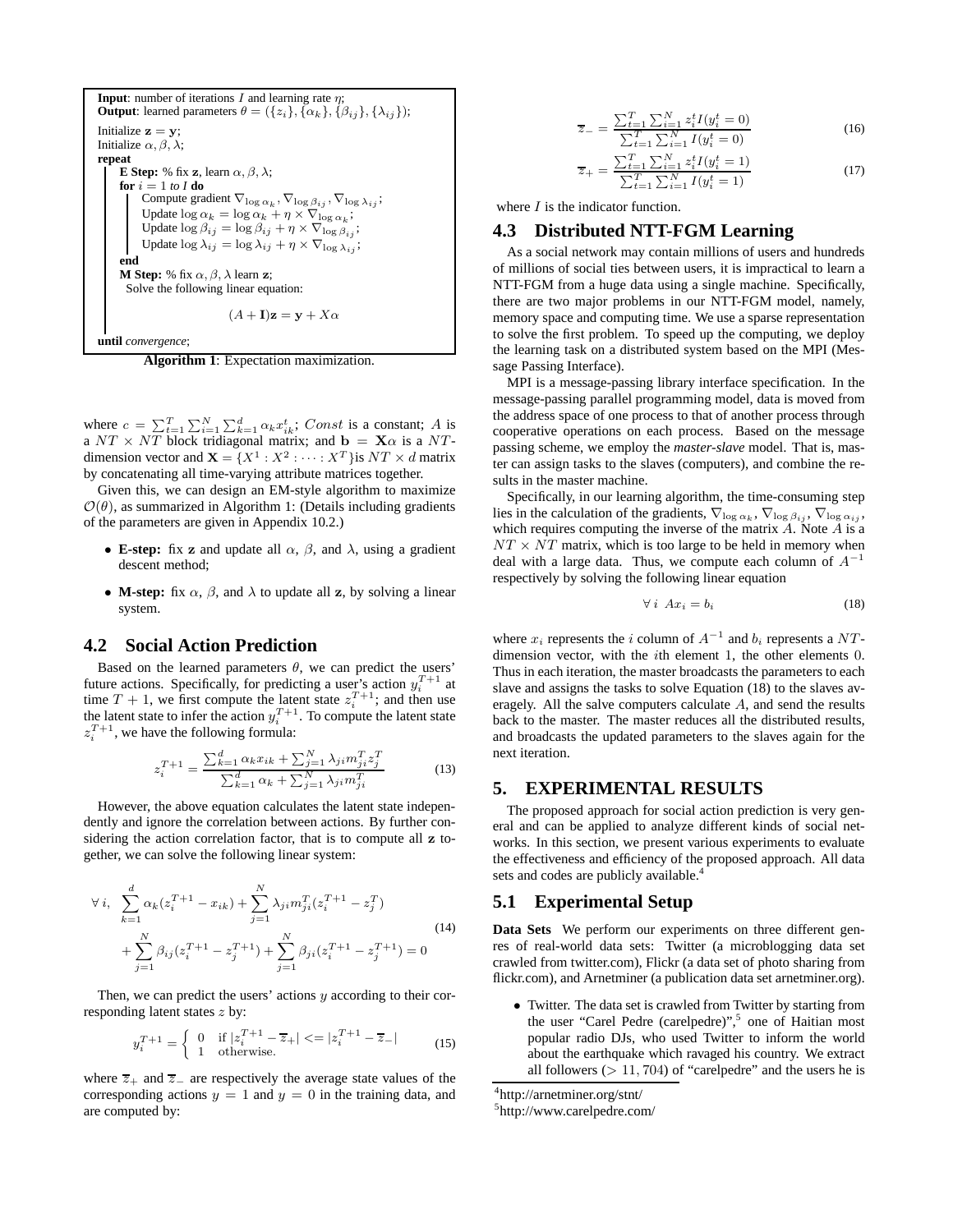**Input**: number of iterations $I$ and learning rate $\eta$;
**Output**: learned parameters $\theta = (\{z_i\}, \{\alpha_k\}, \{\beta_{ij}\}, \{\lambda_{ij}\})$;

Initialize $\mathbf{z} = \mathbf{y}$;
Initialize $\alpha, \beta, \lambda$;
**repeat**
  **E Step:** % fix $\mathbf{z}$, learn $\alpha, \beta, \lambda$;
  **for** $i = 1$ *to* $I$ **do**
    Compute gradient $\nabla_{\log \alpha_k}, \nabla_{\log \beta_{ij}}, \nabla_{\log \lambda_{ij}}$;
    Update $\log \alpha_k = \log \alpha_k + \eta \times \nabla_{\log \alpha_k}$;
    Update $\log \beta_{ij} = \log \beta_{ij} + \eta \times \nabla_{\log \beta_{ij}}$;
    Update $\log \lambda_{ij} = \log \lambda_{ij} + \eta \times \nabla_{\log \lambda_{ij}}$;
  **end**
  **M Step:** % fix $\alpha, \beta, \lambda$ learn $\mathbf{z}$;
  Solve the following linear equation:

$$(A + \mathbf{I})\mathbf{z} = \mathbf{y} + X\alpha$$

**until** *convergence*;

**Algorithm 1**: Expectation maximization.

where $c = \sum_{t=1}^{T} \sum_{i=1}^{N} \sum_{k=1}^{d} \alpha_k x_{ik}^t$; $Const$ is a constant; $A$ is a $NT \times NT$ block tridiagonal matrix; and $\mathbf{b} = \mathbf{X}\alpha$ is a $NT$-dimension vector and $\mathbf{X} = \{X^1 : X^2 : \cdots : X^T\}$is $NT \times d$ matrix by concatenating all time-varying attribute matrices together.

Given this, we can design an EM-style algorithm to maximize $\mathcal{O}(\theta)$, as summarized in Algorithm 1: (Details including gradients of the parameters are given in Appendix 10.2.)

- **E-step:** fix $\mathbf{z}$ and update all $\alpha$, $\beta$, and $\lambda$, using a gradient descent method;
- **M-step:** fix $\alpha$, $\beta$, and $\lambda$ to update all $\mathbf{z}$, by solving a linear system.

## 4.2 Social Action Prediction

Based on the learned parameters $\theta$, we can predict the users' future actions. Specifically, for predicting a user's action $y_i^{T+1}$ at time $T+1$, we first compute the latent state $z_i^{T+1}$; and then use the latent state to infer the action $y_i^{T+1}$. To compute the latent state $z_i^{T+1}$, we have the following formula:

$$z_i^{T+1} = \frac{\sum_{k=1}^{d} \alpha_k x_{ik} + \sum_{j=1}^{N} \lambda_{ji} m_{ji}^T z_j^T}{\sum_{k=1}^{d} \alpha_k + \sum_{j=1}^{N} \lambda_{ji} m_{ji}^T} \tag{13}$$

However, the above equation calculates the latent state independently and ignore the correlation between actions. By further considering the action correlation factor, that is to compute all $\mathbf{z}$ together, we can solve the following linear system:

$$\begin{aligned} \forall\, i,\ & \sum_{k=1}^{d} \alpha_k (z_i^{T+1} - x_{ik}) + \sum_{j=1}^{N} \lambda_{ji} m_{ji}^T (z_i^{T+1} - z_j^T) \\ & + \sum_{j=1}^{N} \beta_{ij} (z_i^{T+1} - z_j^{T+1}) + \sum_{j=1}^{N} \beta_{ji} (z_i^{T+1} - z_j^{T+1}) = 0 \end{aligned} \tag{14}$$

Then, we can predict the users' actions $y$ according to their corresponding latent states $z$ by:

$$y_i^{T+1} = \begin{cases} 0 & \text{if } |z_i^{T+1} - \overline{z}_+| <= |z_i^{T+1} - \overline{z}_-| \\ 1 & \text{otherwise.} \end{cases} \tag{15}$$

where $\overline{z}_+$ and $\overline{z}_-$ are respectively the average state values of the corresponding actions $y = 1$ and $y = 0$ in the training data, and are computed by:

$$\overline{z}_- = \frac{\sum_{t=1}^{T} \sum_{i=1}^{N} z_i^t I(y_i^t = 0)}{\sum_{t=1}^{T} \sum_{i=1}^{N} I(y_i^t = 0)} \tag{16}$$

$$\overline{z}_+ = \frac{\sum_{t=1}^{T} \sum_{i=1}^{N} z_i^t I(y_i^t = 1)}{\sum_{t=1}^{T} \sum_{i=1}^{N} I(y_i^t = 1)} \tag{17}$$

where $I$ is the indicator function.

## 4.3 Distributed NTT-FGM Learning

As a social network may contain millions of users and hundreds of millions of social ties between users, it is impractical to learn a NTT-FGM from a huge data using a single machine. Specifically, there are two major problems in our NTT-FGM model, namely, memory space and computing time. We use a sparse representation to solve the first problem. To speed up the computing, we deploy the learning task on a distributed system based on the MPI (Message Passing Interface).

MPI is a message-passing library interface specification. In the message-passing parallel programming model, data is moved from the address space of one process to that of another process through cooperative operations on each process. Based on the message passing scheme, we employ the *master-slave* model. That is, master can assign tasks to the slaves (computers), and combine the results in the master machine.

Specifically, in our learning algorithm, the time-consuming step lies in the calculation of the gradients, $\nabla_{\log \alpha_k}, \nabla_{\log \beta_{ij}}, \nabla_{\log \alpha_{ij}}$, which requires computing the inverse of the matrix $A$. Note $A$ is a $NT \times NT$ matrix, which is too large to be held in memory when deal with a large data. Thus, we compute each column of $A^{-1}$ respectively by solving the following linear equation

$$\forall\, i \;\; Ax_i = b_i \tag{18}$$

where $x_i$ represents the $i$ column of $A^{-1}$ and $b_i$ represents a $NT$-dimension vector, with the $i$th element 1, the other elements 0. Thus in each iteration, the master broadcasts the parameters to each slave and assigns the tasks to solve Equation (18) to the slaves averagely. All the salve computers calculate $A$, and send the results back to the master. The master reduces all the distributed results, and broadcasts the updated parameters to the slaves again for the next iteration.

# 5. EXPERIMENTAL RESULTS

The proposed approach for social action prediction is very general and can be applied to analyze different kinds of social networks. In this section, we present various experiments to evaluate the effectiveness and efficiency of the proposed approach. All data sets and codes are publicly available.[4]

## 5.1 Experimental Setup

**Data Sets** We perform our experiments on three different genres of real-world data sets: Twitter (a microblogging data set crawled from twitter.com), Flickr (a data set of photo sharing from flickr.com), and Arnetminer (a publication data set arnetminer.org).

- Twitter. The data set is crawled from Twitter by starting from the user "Carel Pedre (carelpedre)",[5] one of Haitian most popular radio DJs, who used Twitter to inform the world about the earthquake which ravaged his country. We extract all followers ($> 11,704$) of "carelpedre" and the users he is

[4] http://arnetminer.org/stnt/

[5] http://www.carelpedre.com/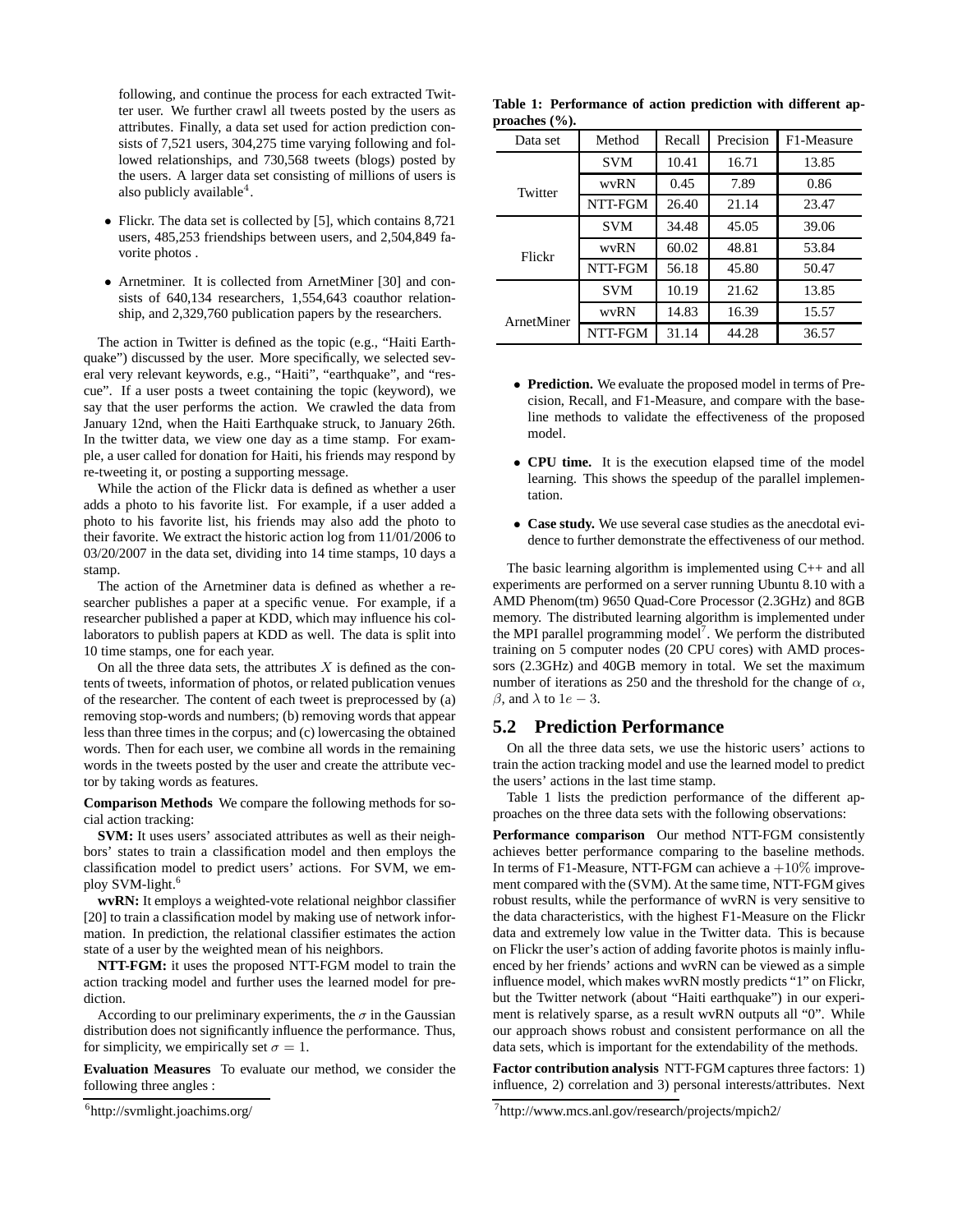following, and continue the process for each extracted Twitter user. We further crawl all tweets posted by the users as attributes. Finally, a data set used for action prediction consists of 7,521 users, 304,275 time varying following and followed relationships, and 730,568 tweets (blogs) posted by the users. A larger data set consisting of millions of users is also publicly available[4].

- Flickr. The data set is collected by [5], which contains 8,721 users, 485,253 friendships between users, and 2,504,849 favorite photos .
- Arnetminer. It is collected from ArnetMiner [30] and consists of 640,134 researchers, 1,554,643 coauthor relationship, and 2,329,760 publication papers by the researchers.

The action in Twitter is defined as the topic (e.g., "Haiti Earthquake") discussed by the user. More specifically, we selected several very relevant keywords, e.g., "Haiti", "earthquake", and "rescue". If a user posts a tweet containing the topic (keyword), we say that the user performs the action. We crawled the data from January 12nd, when the Haiti Earthquake struck, to January 26th. In the twitter data, we view one day as a time stamp. For example, a user called for donation for Haiti, his friends may respond by re-tweeting it, or posting a supporting message.

While the action of the Flickr data is defined as whether a user adds a photo to his favorite list. For example, if a user added a photo to his favorite list, his friends may also add the photo to their favorite. We extract the historic action log from 11/01/2006 to 03/20/2007 in the data set, dividing into 14 time stamps, 10 days a stamp.

The action of the Arnetminer data is defined as whether a researcher publishes a paper at a specific venue. For example, if a researcher published a paper at KDD, which may influence his collaborators to publish papers at KDD as well. The data is split into 10 time stamps, one for each year.

On all the three data sets, the attributes $X$ is defined as the contents of tweets, information of photos, or related publication venues of the researcher. The content of each tweet is preprocessed by (a) removing stop-words and numbers; (b) removing words that appear less than three times in the corpus; and (c) lowercasing the obtained words. Then for each user, we combine all words in the remaining words in the tweets posted by the user and create the attribute vector by taking words as features.

**Comparison Methods** We compare the following methods for social action tracking:

**SVM:** It uses users' associated attributes as well as their neighbors' states to train a classification model and then employs the classification model to predict users' actions. For SVM, we employ SVM-light.[6]

**wvRN:** It employs a weighted-vote relational neighbor classifier [20] to train a classification model by making use of network information. In prediction, the relational classifier estimates the action state of a user by the weighted mean of his neighbors.

**NTT-FGM:** it uses the proposed NTT-FGM model to train the action tracking model and further uses the learned model for prediction.

According to our preliminary experiments, the $\sigma$ in the Gaussian distribution does not significantly influence the performance. Thus, for simplicity, we empirically set $\sigma = 1$.

**Evaluation Measures** To evaluate our method, we consider the following three angles :

[6]http://svmlight.joachims.org/

**Table 1: Performance of action prediction with different approaches (%).**

| Data set | Method | Recall | Precision | F1-Measure |
|---|---|---|---|---|
| Twitter | SVM | 10.41 | 16.71 | 13.85 |
| | wvRN | 0.45 | 7.89 | 0.86 |
| | NTT-FGM | 26.40 | 21.14 | 23.47 |
| Flickr | SVM | 34.48 | 45.05 | 39.06 |
| | wvRN | 60.02 | 48.81 | 53.84 |
| | NTT-FGM | 56.18 | 45.80 | 50.47 |
| ArnetMiner | SVM | 10.19 | 21.62 | 13.85 |
| | wvRN | 14.83 | 16.39 | 15.57 |
| | NTT-FGM | 31.14 | 44.28 | 36.57 |

- **Prediction.** We evaluate the proposed model in terms of Precision, Recall, and F1-Measure, and compare with the baseline methods to validate the effectiveness of the proposed model.
- **CPU time.** It is the execution elapsed time of the model learning. This shows the speedup of the parallel implementation.
- **Case study.** We use several case studies as the anecdotal evidence to further demonstrate the effectiveness of our method.

The basic learning algorithm is implemented using C++ and all experiments are performed on a server running Ubuntu 8.10 with a AMD Phenom(tm) 9650 Quad-Core Processor (2.3GHz) and 8GB memory. The distributed learning algorithm is implemented under the MPI parallel programming model[7]. We perform the distributed training on 5 computer nodes (20 CPU cores) with AMD processors (2.3GHz) and 40GB memory in total. We set the maximum number of iterations as 250 and the threshold for the change of $\alpha$, $\beta$, and $\lambda$ to $1e-3$.

## 5.2 Prediction Performance

On all the three data sets, we use the historic users' actions to train the action tracking model and use the learned model to predict the users' actions in the last time stamp.

Table 1 lists the prediction performance of the different approaches on the three data sets with the following observations:

**Performance comparison** Our method NTT-FGM consistently achieves better performance comparing to the baseline methods. In terms of F1-Measure, NTT-FGM can achieve a $+10\%$ improvement compared with the (SVM). At the same time, NTT-FGM gives robust results, while the performance of wvRN is very sensitive to the data characteristics, with the highest F1-Measure on the Flickr data and extremely low value in the Twitter data. This is because on Flickr the user's action of adding favorite photos is mainly influenced by her friends' actions and wvRN can be viewed as a simple influence model, which makes wvRN mostly predicts "1" on Flickr, but the Twitter network (about "Haiti earthquake") in our experiment is relatively sparse, as a result wvRN outputs all "0". While our approach shows robust and consistent performance on all the data sets, which is important for the extendability of the methods.

**Factor contribution analysis** NTT-FGM captures three factors: 1) influence, 2) correlation and 3) personal interests/attributes. Next

[7]http://www.mcs.anl.gov/research/projects/mpich2/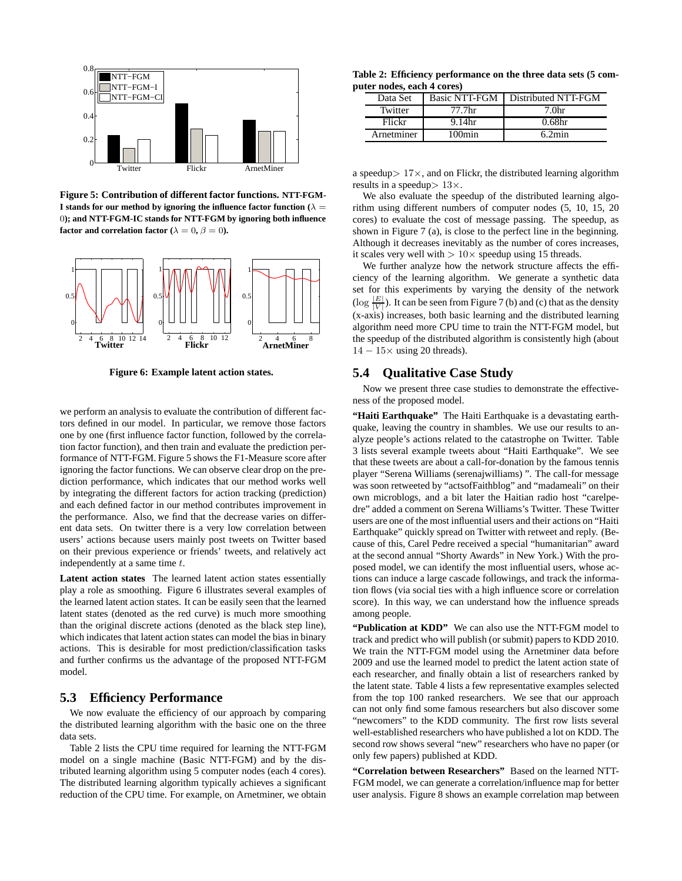0.8
0.6
0.4
0.2
0
NTT−FGM
NTT−FGM−I
NTT−FGM−CI
Twitter
Flickr
ArnetMiner

**Figure 5: Contribution of different factor functions. NTT-FGM-I stands for our method by ignoring the influence factor function ($\lambda = 0$); and NTT-FGM-IC stands for NTT-FGM by ignoring both influence factor and correlation factor ($\lambda = 0, \beta = 0$).**

1
0.5
0
2 4 6 8 10 12 14
Twitter

1
0.5
0
2 4 6 8 10 12
Flickr

1
0.5
0
2 4 6 8
ArnetMiner

**Figure 6: Example latent action states.**

we perform an analysis to evaluate the contribution of different factors defined in our model. In particular, we remove those factors one by one (first influence factor function, followed by the correlation factor function), and then train and evaluate the prediction performance of NTT-FGM. Figure 5 shows the F1-Measure score after ignoring the factor functions. We can observe clear drop on the prediction performance, which indicates that our method works well by integrating the different factors for action tracking (prediction) and each defined factor in our method contributes improvement in the performance. Also, we find that the decrease varies on different data sets. On twitter there is a very low correlation between users' actions because users mainly post tweets on Twitter based on their previous experience or friends' tweets, and relatively act independently at a same time $t$.

**Latent action states** The learned latent action states essentially play a role as smoothing. Figure 6 illustrates several examples of the learned latent action states. It can be easily seen that the learned latent states (denoted as the red curve) is much more smoothing than the original discrete actions (denoted as the black step line), which indicates that latent action states can model the bias in binary actions. This is desirable for most prediction/classification tasks and further confirms us the advantage of the proposed NTT-FGM model.

## 5.3 Efficiency Performance

We now evaluate the efficiency of our approach by comparing the distributed learning algorithm with the basic one on the three data sets.

Table 2 lists the CPU time required for learning the NTT-FGM model on a single machine (Basic NTT-FGM) and by the distributed learning algorithm using 5 computer nodes (each 4 cores). The distributed learning algorithm typically achieves a significant reduction of the CPU time. For example, on Arnetminer, we obtain a speedup$> 17\times$, and on Flickr, the distributed learning algorithm results in a speedup$> 13\times$.

**Table 2: Efficiency performance on the three data sets (5 computer nodes, each 4 cores)**

| Data Set | Basic NTT-FGM | Distributed NTT-FGM |
|---|---|---|
| Twitter | 77.7hr | 7.0hr |
| Flickr | 9.14hr | 0.68hr |
| Arnetminer | 100min | 6.2min |

We also evaluate the speedup of the distributed learning algorithm using different numbers of computer nodes (5, 10, 15, 20 cores) to evaluate the cost of message passing. The speedup, as shown in Figure 7 (a), is close to the perfect line in the beginning. Although it decreases inevitably as the number of cores increases, it scales very well with $> 10\times$ speedup using 15 threads.

We further analyze how the network structure affects the efficiency of the learning algorithm. We generate a synthetic data set for this experiments by varying the density of the network ($\log \frac{|E|}{|V|}$). It can be seen from Figure 7 (b) and (c) that as the density (x-axis) increases, both basic learning and the distributed learning algorithm need more CPU time to train the NTT-FGM model, but the speedup of the distributed algorithm is consistently high (about $14 - 15\times$ using 20 threads).

## 5.4 Qualitative Case Study

Now we present three case studies to demonstrate the effectiveness of the proposed model.

**"Haiti Earthquake"** The Haiti Earthquake is a devastating earthquake, leaving the country in shambles. We use our results to analyze people's actions related to the catastrophe on Twitter. Table 3 lists several example tweets about "Haiti Earthquake". We see that these tweets are about a call-for-donation by the famous tennis player "Serena Williams (serenajwilliams) ". The call-for message was soon retweeted by "actsofFaithblog" and "madameali" on their own microblogs, and a bit later the Haitian radio host "carelpedre" added a comment on Serena Williams's Twitter. These Twitter users are one of the most influential users and their actions on "Haiti Earthquake" quickly spread on Twitter with retweet and reply. (Because of this, Carel Pedre received a special "humanitarian" award at the second annual "Shorty Awards" in New York.) With the proposed model, we can identify the most influential users, whose actions can induce a large cascade followings, and track the information flows (via social ties with a high influence score or correlation score). In this way, we can understand how the influence spreads among people.

**"Publication at KDD"** We can also use the NTT-FGM model to track and predict who will publish (or submit) papers to KDD 2010. We train the NTT-FGM model using the Arnetminer data before 2009 and use the learned model to predict the latent action state of each researcher, and finally obtain a list of researchers ranked by the latent state. Table 4 lists a few representative examples selected from the top 100 ranked researchers. We see that our approach can not only find some famous researchers but also discover some "newcomers" to the KDD community. The first row lists several well-established researchers who have published a lot on KDD. The second row shows several "new" researchers who have no paper (or only few papers) published at KDD.

**"Correlation between Researchers"** Based on the learned NTT-FGM model, we can generate a correlation/influence map for better user analysis. Figure 8 shows an example correlation map between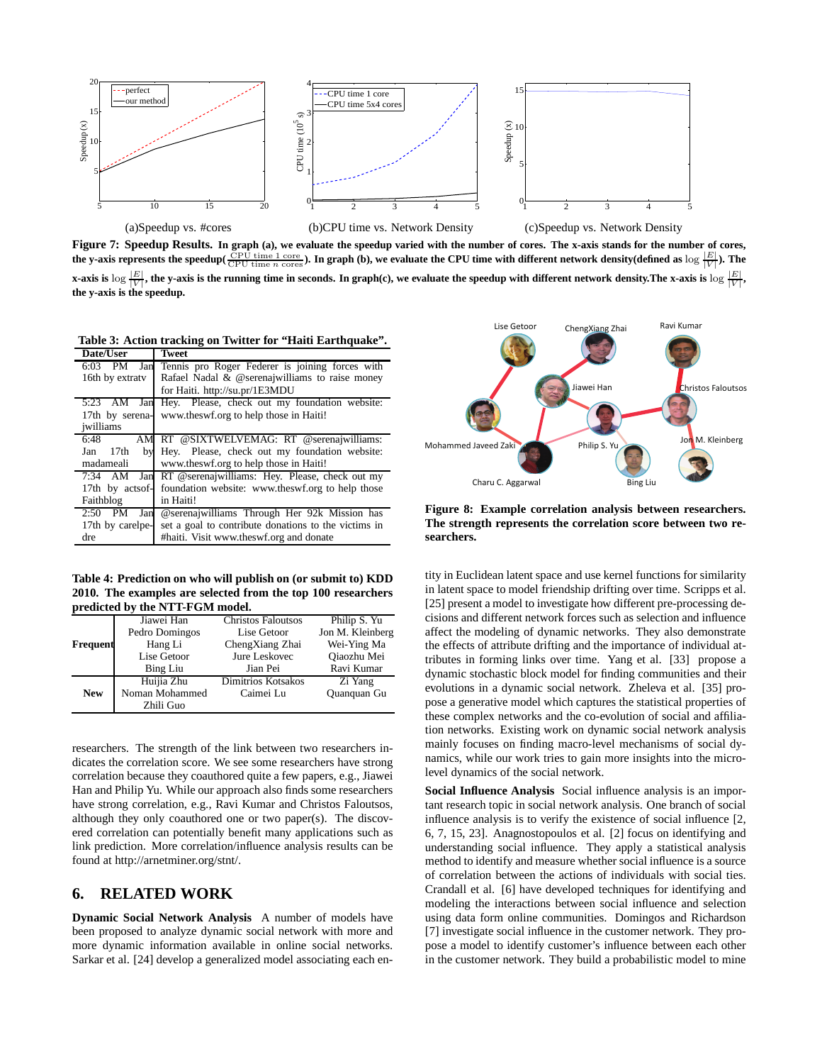Figure 7: Speedup Results. In graph (a), we evaluate the speedup varied with the number of cores. The x-axis stands for the number of cores, the y-axis represents the speedup($\frac{\text{CPU time 1 core}}{\text{CPU time } n \text{ cores}}$). In graph (b), we evaluate the CPU time with different network density(defined as $\log \frac{|E|}{|V|}$). The x-axis is $\log \frac{|E|}{|V|}$, the y-axis is the running time in seconds. In graph(c), we evaluate the speedup with different network density.The x-axis is $\log \frac{|E|}{|V|}$, the y-axis is the speedup.

**Table 3: Action tracking on Twitter for "Haiti Earthquake".**

| Date/User | Tweet |
|---|---|
| 6:03 PM Jan 16th by extratv | Tennis pro Roger Federer is joining forces with Rafael Nadal & @serenajwilliams to raise money for Haiti. http://su.pr/1E3MDU |
| 5:23 AM Jan 17th by serenajwilliams | Hey. Please, check out my foundation website: www.theswf.org to help those in Haiti! |
| 6:48 AM Jan 17th by madameali | RT @SIXTWELVEMAG: RT @serenajwilliams: Hey. Please, check out my foundation website: www.theswf.org to help those in Haiti! |
| 7:34 AM Jan 17th by actsofFaithblog | RT @serenajwilliams: Hey. Please, check out my foundation website: www.theswf.org to help those in Haiti! |
| 2:50 PM Jan 17th by carelpedre | @serenajwilliams Through Her 92k Mission has set a goal to contribute donations to the victims in #haiti. Visit www.theswf.org and donate |

**Table 4: Prediction on who will publish on (or submit to) KDD 2010. The examples are selected from the top 100 researchers predicted by the NTT-FGM model.**

| | | | |
|---|---|---|---|
| **Frequent** | Jiawei Han | Christos Faloutsos | Philip S. Yu |
| | Pedro Domingos | Lise Getoor | Jon M. Kleinberg |
| | Hang Li | ChengXiang Zhai | Wei-Ying Ma |
| | Lise Getoor | Jure Leskovec | Qiaozhu Mei |
| | Bing Liu | Jian Pei | Ravi Kumar |
| **New** | Huijia Zhu | Dimitrios Kotsakos | Zi Yang |
| | Noman Mohammed | Caimei Lu | Quanquan Gu |
| | Zhili Guo | | |

researchers. The strength of the link between two researchers indicates the correlation score. We see some researchers have strong correlation because they coauthored quite a few papers, e.g., Jiawei Han and Philip Yu. While our approach also finds some researchers have strong correlation, e.g., Ravi Kumar and Christos Faloutsos, although they only coauthored one or two paper(s). The discovered correlation can potentially benefit many applications such as link prediction. More correlation/influence analysis results can be found at http://arnetminer.org/stnt/.

Figure 8: Example correlation analysis between researchers. The strength represents the correlation score between two researchers.

## 6. RELATED WORK

**Dynamic Social Network Analysis** A number of models have been proposed to analyze dynamic social network with more and more dynamic information available in online social networks. Sarkar et al. [24] develop a generalized model associating each entity in Euclidean latent space and use kernel functions for similarity in latent space to model friendship drifting over time. Scripps et al. [25] present a model to investigate how different pre-processing decisions and different network forces such as selection and influence affect the modeling of dynamic networks. They also demonstrate the effects of attribute drifting and the importance of individual attributes in forming links over time. Yang et al. [33] propose a dynamic stochastic block model for finding communities and their evolutions in a dynamic social network. Zheleva et al. [35] propose a generative model which captures the statistical properties of these complex networks and the co-evolution of social and affiliation networks. Existing work on dynamic social network analysis mainly focuses on finding macro-level mechanisms of social dynamics, while our work tries to gain more insights into the micro-level dynamics of the social network.

**Social Influence Analysis** Social influence analysis is an important research topic in social network analysis. One branch of social influence analysis is to verify the existence of social influence [2, 6, 7, 15, 23]. Anagnostopoulos et al. [2] focus on identifying and understanding social influence. They apply a statistical analysis method to identify and measure whether social influence is a source of correlation between the actions of individuals with social ties. Crandall et al. [6] have developed techniques for identifying and modeling the interactions between social influence and selection using data form online communities. Domingos and Richardson [7] investigate social influence in the customer network. They propose a model to identify customer's influence between each other in the customer network. They build a probabilistic model to mine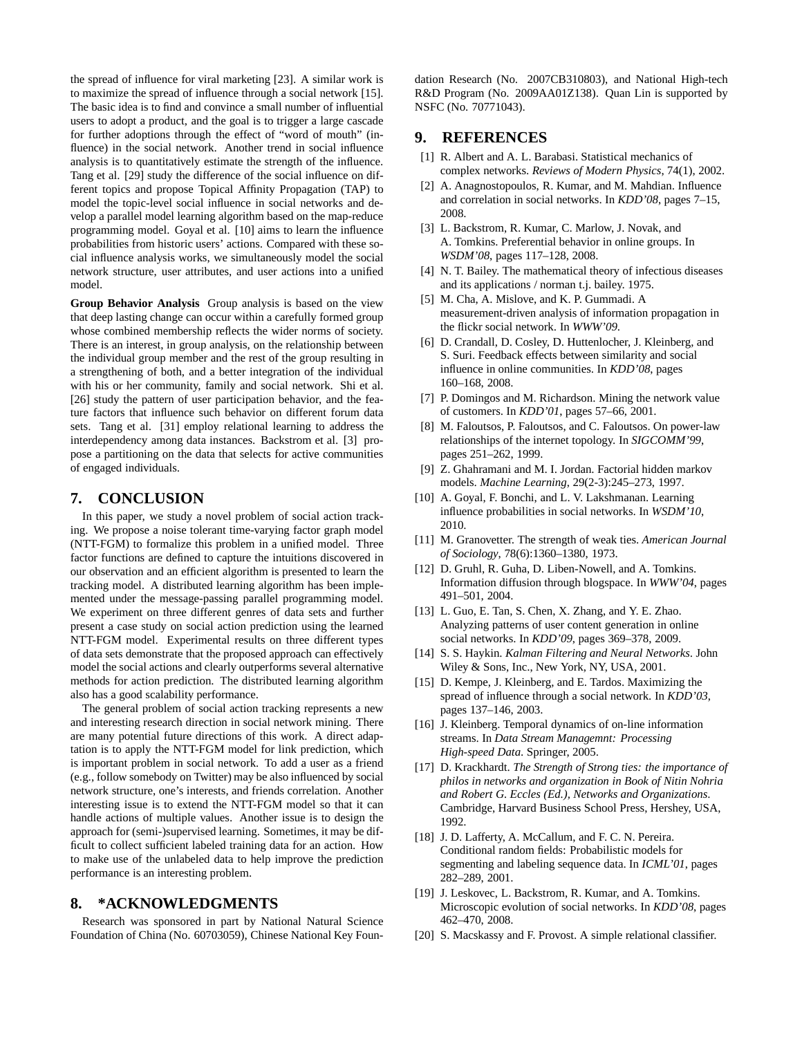the spread of influence for viral marketing [23]. A similar work is to maximize the spread of influence through a social network [15]. The basic idea is to find and convince a small number of influential users to adopt a product, and the goal is to trigger a large cascade for further adoptions through the effect of "word of mouth" (influence) in the social network. Another trend in social influence analysis is to quantitatively estimate the strength of the influence. Tang et al. [29] study the difference of the social influence on different topics and propose Topical Affinity Propagation (TAP) to model the topic-level social influence in social networks and develop a parallel model learning algorithm based on the map-reduce programming model. Goyal et al. [10] aims to learn the influence probabilities from historic users' actions. Compared with these social influence analysis works, we simultaneously model the social network structure, user attributes, and user actions into a unified model.

**Group Behavior Analysis** Group analysis is based on the view that deep lasting change can occur within a carefully formed group whose combined membership reflects the wider norms of society. There is an interest, in group analysis, on the relationship between the individual group member and the rest of the group resulting in a strengthening of both, and a better integration of the individual with his or her community, family and social network. Shi et al. [26] study the pattern of user participation behavior, and the feature factors that influence such behavior on different forum data sets. Tang et al. [31] employ relational learning to address the interdependency among data instances. Backstrom et al. [3] propose a partitioning on the data that selects for active communities of engaged individuals.

# 7. CONCLUSION

In this paper, we study a novel problem of social action tracking. We propose a noise tolerant time-varying factor graph model (NTT-FGM) to formalize this problem in a unified model. Three factor functions are defined to capture the intuitions discovered in our observation and an efficient algorithm is presented to learn the tracking model. A distributed learning algorithm has been implemented under the message-passing parallel programming model. We experiment on three different genres of data sets and further present a case study on social action prediction using the learned NTT-FGM model. Experimental results on three different types of data sets demonstrate that the proposed approach can effectively model the social actions and clearly outperforms several alternative methods for action prediction. The distributed learning algorithm also has a good scalability performance.

The general problem of social action tracking represents a new and interesting research direction in social network mining. There are many potential future directions of this work. A direct adaptation is to apply the NTT-FGM model for link prediction, which is important problem in social network. To add a user as a friend (e.g., follow somebody on Twitter) may be also influenced by social network structure, one's interests, and friends correlation. Another interesting issue is to extend the NTT-FGM model so that it can handle actions of multiple values. Another issue is to design the approach for (semi-)supervised learning. Sometimes, it may be difficult to collect sufficient labeled training data for an action. How to make use of the unlabeled data to help improve the prediction performance is an interesting problem.

# 8. *ACKNOWLEDGMENTS

Research was sponsored in part by National Natural Science Foundation of China (No. 60703059), Chinese National Key Foundation Research (No. 2007CB310803), and National High-tech R&D Program (No. 2009AA01Z138). Quan Lin is supported by NSFC (No. 70771043).

# 9. REFERENCES

[1] R. Albert and A. L. Barabasi. Statistical mechanics of complex networks. *Reviews of Modern Physics*, 74(1), 2002.

[2] A. Anagnostopoulos, R. Kumar, and M. Mahdian. Influence and correlation in social networks. In *KDD'08*, pages 7–15, 2008.

[3] L. Backstrom, R. Kumar, C. Marlow, J. Novak, and A. Tomkins. Preferential behavior in online groups. In *WSDM'08*, pages 117–128, 2008.

[4] N. T. Bailey. The mathematical theory of infectious diseases and its applications / norman t.j. bailey. 1975.

[5] M. Cha, A. Mislove, and K. P. Gummadi. A measurement-driven analysis of information propagation in the flickr social network. In *WWW'09*.

[6] D. Crandall, D. Cosley, D. Huttenlocher, J. Kleinberg, and S. Suri. Feedback effects between similarity and social influence in online communities. In *KDD'08*, pages 160–168, 2008.

[7] P. Domingos and M. Richardson. Mining the network value of customers. In *KDD'01*, pages 57–66, 2001.

[8] M. Faloutsos, P. Faloutsos, and C. Faloutsos. On power-law relationships of the internet topology. In *SIGCOMM'99*, pages 251–262, 1999.

[9] Z. Ghahramani and M. I. Jordan. Factorial hidden markov models. *Machine Learning*, 29(2-3):245–273, 1997.

[10] A. Goyal, F. Bonchi, and L. V. Lakshmanan. Learning influence probabilities in social networks. In *WSDM'10*, 2010.

[11] M. Granovetter. The strength of weak ties. *American Journal of Sociology*, 78(6):1360–1380, 1973.

[12] D. Gruhl, R. Guha, D. Liben-Nowell, and A. Tomkins. Information diffusion through blogspace. In *WWW'04*, pages 491–501, 2004.

[13] L. Guo, E. Tan, S. Chen, X. Zhang, and Y. E. Zhao. Analyzing patterns of user content generation in online social networks. In *KDD'09*, pages 369–378, 2009.

[14] S. S. Haykin. *Kalman Filtering and Neural Networks*. John Wiley & Sons, Inc., New York, NY, USA, 2001.

[15] D. Kempe, J. Kleinberg, and E. Tardos. Maximizing the spread of influence through a social network. In *KDD'03*, pages 137–146, 2003.

[16] J. Kleinberg. Temporal dynamics of on-line information streams. In *Data Stream Managemnt: Processing High-speed Data*. Springer, 2005.

[17] D. Krackhardt. *The Strength of Strong ties: the importance of philos in networks and organization in Book of Nitin Nohria and Robert G. Eccles (Ed.), Networks and Organizations*. Cambridge, Harvard Business School Press, Hershey, USA, 1992.

[18] J. D. Lafferty, A. McCallum, and F. C. N. Pereira. Conditional random fields: Probabilistic models for segmenting and labeling sequence data. In *ICML'01*, pages 282–289, 2001.

[19] J. Leskovec, L. Backstrom, R. Kumar, and A. Tomkins. Microscopic evolution of social networks. In *KDD'08*, pages 462–470, 2008.

[20] S. Macskassy and F. Provost. A simple relational classifier.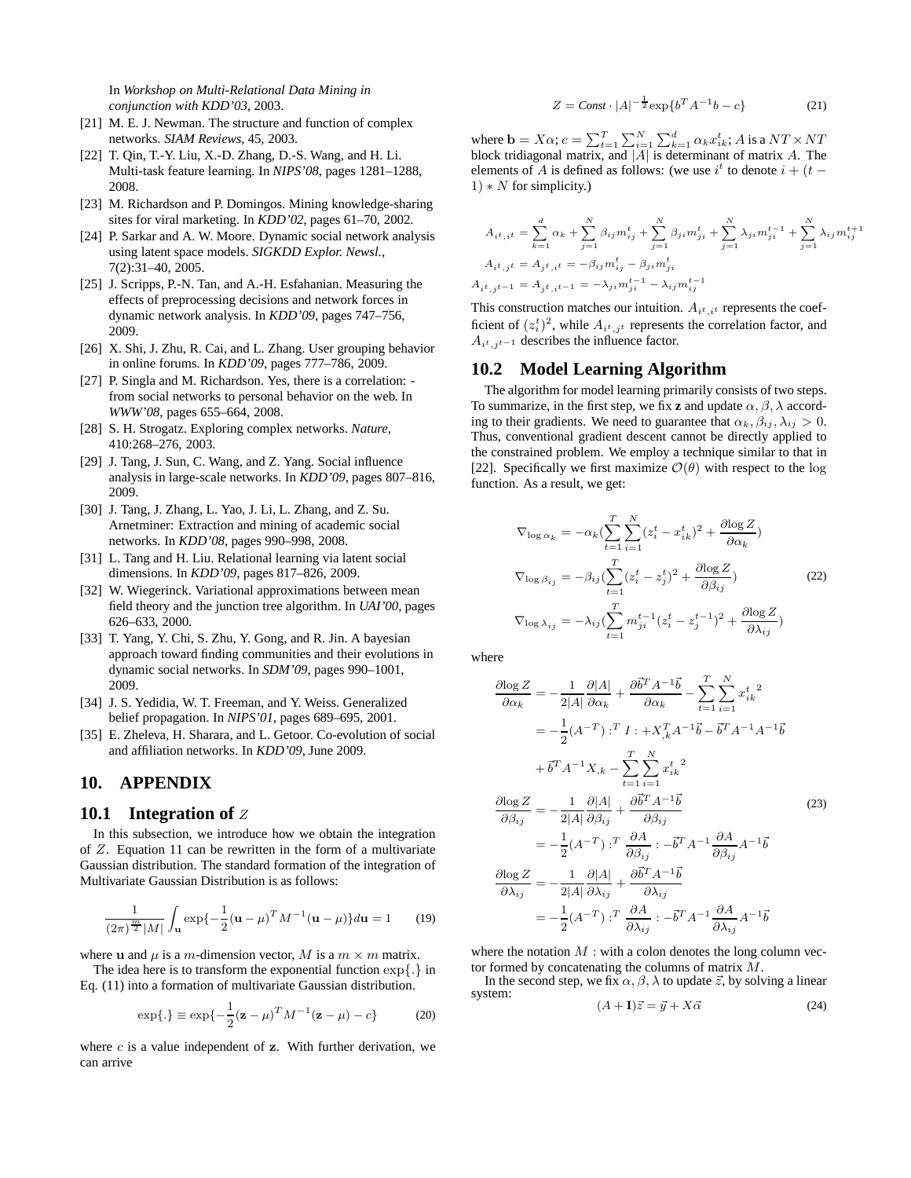In *Workshop on Multi-Relational Data Mining in conjunction with KDD'03*, 2003.

[21] M. E. J. Newman. The structure and function of complex networks. *SIAM Reviews*, 45, 2003.

[22] T. Qin, T.-Y. Liu, X.-D. Zhang, D.-S. Wang, and H. Li. Multi-task feature learning. In *NIPS'08*, pages 1281–1288, 2008.

[23] M. Richardson and P. Domingos. Mining knowledge-sharing sites for viral marketing. In *KDD'02*, pages 61–70, 2002.

[24] P. Sarkar and A. W. Moore. Dynamic social network analysis using latent space models. *SIGKDD Explor. Newsl.*, 7(2):31–40, 2005.

[25] J. Scripps, P.-N. Tan, and A.-H. Esfahanian. Measuring the effects of preprocessing decisions and network forces in dynamic network analysis. In *KDD'09*, pages 747–756, 2009.

[26] X. Shi, J. Zhu, R. Cai, and L. Zhang. User grouping behavior in online forums. In *KDD'09*, pages 777–786, 2009.

[27] P. Singla and M. Richardson. Yes, there is a correlation: - from social networks to personal behavior on the web. In *WWW'08*, pages 655–664, 2008.

[28] S. H. Strogatz. Exploring complex networks. *Nature*, 410:268–276, 2003.

[29] J. Tang, J. Sun, C. Wang, and Z. Yang. Social influence analysis in large-scale networks. In *KDD'09*, pages 807–816, 2009.

[30] J. Tang, J. Zhang, L. Yao, J. Li, L. Zhang, and Z. Su. Arnetminer: Extraction and mining of academic social networks. In *KDD'08*, pages 990–998, 2008.

[31] L. Tang and H. Liu. Relational learning via latent social dimensions. In *KDD'09*, pages 817–826, 2009.

[32] W. Wiegerinck. Variational approximations between mean field theory and the junction tree algorithm. In *UAI'00*, pages 626–633, 2000.

[33] T. Yang, Y. Chi, S. Zhu, Y. Gong, and R. Jin. A bayesian approach toward finding communities and their evolutions in dynamic social networks. In *SDM'09*, pages 990–1001, 2009.

[34] J. S. Yedidia, W. T. Freeman, and Y. Weiss. Generalized belief propagation. In *NIPS'01*, pages 689–695, 2001.

[35] E. Zheleva, H. Sharara, and L. Getoor. Co-evolution of social and affiliation networks. In *KDD'09*, June 2009.

# 10. APPENDIX

## 10.1 Integration of $Z$

In this subsection, we introduce how we obtain the integration of $Z$. Equation 11 can be rewritten in the form of a multivariate Gaussian distribution. The standard formation of the integration of Multivariate Gaussian Distribution is as follows:

$$\frac{1}{(2\pi)^{\frac{m}{2}}|M|}\int_{\mathbf{u}} \exp\{-\frac{1}{2}(\mathbf{u}-\mu)^T M^{-1}(\mathbf{u}-\mu)\}d\mathbf{u} = 1 \tag{19}$$

where $\mathbf{u}$ and $\mu$ is a $m$-dimension vector, $M$ is a $m \times m$ matrix.

The idea here is to transform the exponential function $\exp\{.\}$ in Eq. (11) into a formation of multivariate Gaussian distribution.

$$\exp\{.\} \equiv \exp\{-\frac{1}{2}(\mathbf{z}-\mu)^T M^{-1}(\mathbf{z}-\mu) - c\} \tag{20}$$

where $c$ is a value independent of $\mathbf{z}$. With further derivation, we can arrive

$$Z = Const \cdot |A|^{-\frac{1}{2}} \exp\{b^T A^{-1} b - c\} \tag{21}$$

where $\mathbf{b} = X\alpha$; $c = \sum_{t=1}^{T}\sum_{i=1}^{N}\sum_{k=1}^{d}\alpha_k x_{ik}^t$; $A$ is a $NT \times NT$ block tridiagonal matrix, and $|A|$ is determinant of matrix $A$. The elements of $A$ is defined as follows: (we use $i^t$ to denote $i + (t-1) * N$ for simplicity.)

$$A_{i^t,i^t} = \sum_{k=1}^{d}\alpha_k + \sum_{j=1}^{N}\beta_{ij}m_{ij}^t + \sum_{j=1}^{N}\beta_{ji}m_{ji}^t + \sum_{j=1}^{N}\lambda_{ji}m_{ji}^{t-1} + \sum_{j=1}^{N}\lambda_{ij}m_{ij}^{t+1}$$

$$A_{i^t,j^t} = A_{j^t,i^t} = -\beta_{ij}m_{ij}^t - \beta_{ji}m_{ji}^t$$

$$A_{i^t,j^{t-1}} = A_{j^t,i^{t-1}} = -\lambda_{ji}m_{ji}^{t-1} - \lambda_{ij}m_{ij}^{t-1}$$

This construction matches our intuition. $A_{i^t,i^t}$ represents the coefficient of $(z_i^t)^2$, while $A_{i^t,j^t}$ represents the correlation factor, and $A_{i^t,j^{t-1}}$ describes the influence factor.

## 10.2 Model Learning Algorithm

The algorithm for model learning primarily consists of two steps. To summarize, in the first step, we fix **z** and update $\alpha, \beta, \lambda$ according to their gradients. We need to guarantee that $\alpha_k, \beta_{ij}, \lambda_{ij} > 0$. Thus, conventional gradient descent cannot be directly applied to the constrained problem. We employ a technique similar to that in [22]. Specifically we first maximize $\mathcal{O}(\theta)$ with respect to the $\log$ function. As a result, we get:

$$\begin{aligned}
\nabla_{\log\alpha_k} &= -\alpha_k(\sum_{t=1}^{T}\sum_{i=1}^{N}(z_i^t - x_{ik}^t)^2 + \frac{\partial \log Z}{\partial \alpha_k}) \\
\nabla_{\log\beta_{ij}} &= -\beta_{ij}(\sum_{t=1}^{T}(z_i^t - z_j^t)^2 + \frac{\partial \log Z}{\partial \beta_{ij}}) \\
\nabla_{\log\lambda_{ij}} &= -\lambda_{ij}(\sum_{t=1}^{T}m_{ji}^{t-1}(z_i^t - z_j^{t-1})^2 + \frac{\partial \log Z}{\partial \lambda_{ij}})
\end{aligned} \tag{22}$$

where

$$\begin{aligned}
\frac{\partial \log Z}{\partial \alpha_k} &= -\frac{1}{2|A|}\frac{\partial |A|}{\partial \alpha_k} + \frac{\partial \vec{b}^T A^{-1}\vec{b}}{\partial \alpha_k} - \sum_{t=1}^{T}\sum_{i=1}^{N}{x_{ik}^t}^2 \\
&= -\frac{1}{2}(A^{-T}):^T I : + X_{,k}^T A^{-1}\vec{b} - \vec{b}^T A^{-1}A^{-1}\vec{b} \\
&\quad + \vec{b}^T A^{-1} X_{,k} - \sum_{t=1}^{T}\sum_{i=1}^{N}{x_{ik}^t}^2 \\
\frac{\partial \log Z}{\partial \beta_{ij}} &= -\frac{1}{2|A|}\frac{\partial |A|}{\partial \beta_{ij}} + \frac{\partial \vec{b}^T A^{-1}\vec{b}}{\partial \beta_{ij}} \\
&= -\frac{1}{2}(A^{-T}):^T \frac{\partial A}{\partial \beta_{ij}} : -\vec{b}^T A^{-1}\frac{\partial A}{\partial \beta_{ij}}A^{-1}\vec{b} \\
\frac{\partial \log Z}{\partial \lambda_{ij}} &= -\frac{1}{2|A|}\frac{\partial |A|}{\partial \lambda_{ij}} + \frac{\partial \vec{b}^T A^{-1}\vec{b}}{\partial \lambda_{ij}} \\
&= -\frac{1}{2}(A^{-T}):^T \frac{\partial A}{\partial \lambda_{ij}} : -\vec{b}^T A^{-1}\frac{\partial A}{\partial \lambda_{ij}}A^{-1}\vec{b}
\end{aligned} \tag{23}$$

where the notation $M:$ with a colon denotes the long column vector formed by concatenating the columns of matrix $M$.

In the second step, we fix $\alpha, \beta, \lambda$ to update $\vec{z}$, by solving a linear system:

$$(A + \mathbf{I})\vec{z} = \vec{y} + X\vec{\alpha} \tag{24}$$